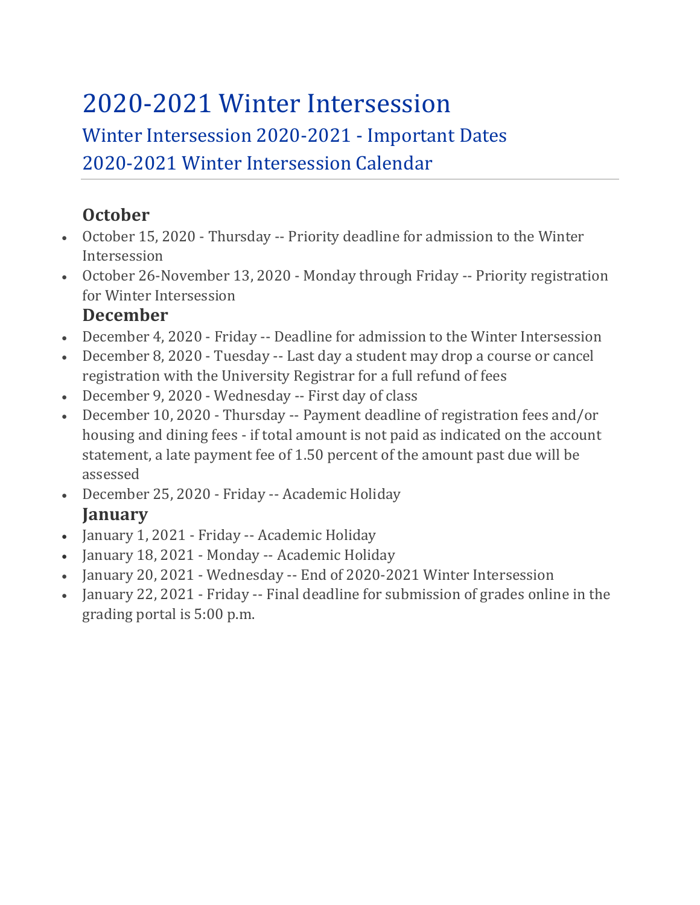# 2020-2021 Winter Intersession

## Winter Intersession 2020-2021 - Important Dates

## 2020-2021 Winter Intersession Calendar

### October

- October 15, 2020 - Thursday -- Priority deadline for admission to the Winter Intersession
- October 26-November 13, 2020 - Monday through Friday -- Priority registration for Winter Intersession

### December

- December 4, 2020 - Friday -- Deadline for admission to the Winter Intersession
- December 8, 2020 - Tuesday -- Last day a student may drop a course or cancel registration with the University Registrar for a full refund of fees
- December 9, 2020 - Wednesday -- First day of class
- December 10, 2020 - Thursday -- Payment deadline of registration fees and/or housing and dining fees - if total amount is not paid as indicated on the account statement, a late payment fee of 1.50 percent of the amount past due will be assessed
- December 25, 2020 - Friday -- Academic Holiday

### January

- January 1, 2021 - Friday -- Academic Holiday
- January 18, 2021 - Monday -- Academic Holiday
- January 20, 2021 - Wednesday -- End of 2020-2021 Winter Intersession
- January 22, 2021 - Friday -- Final deadline for submission of grades online in the grading portal is 5:00 p.m.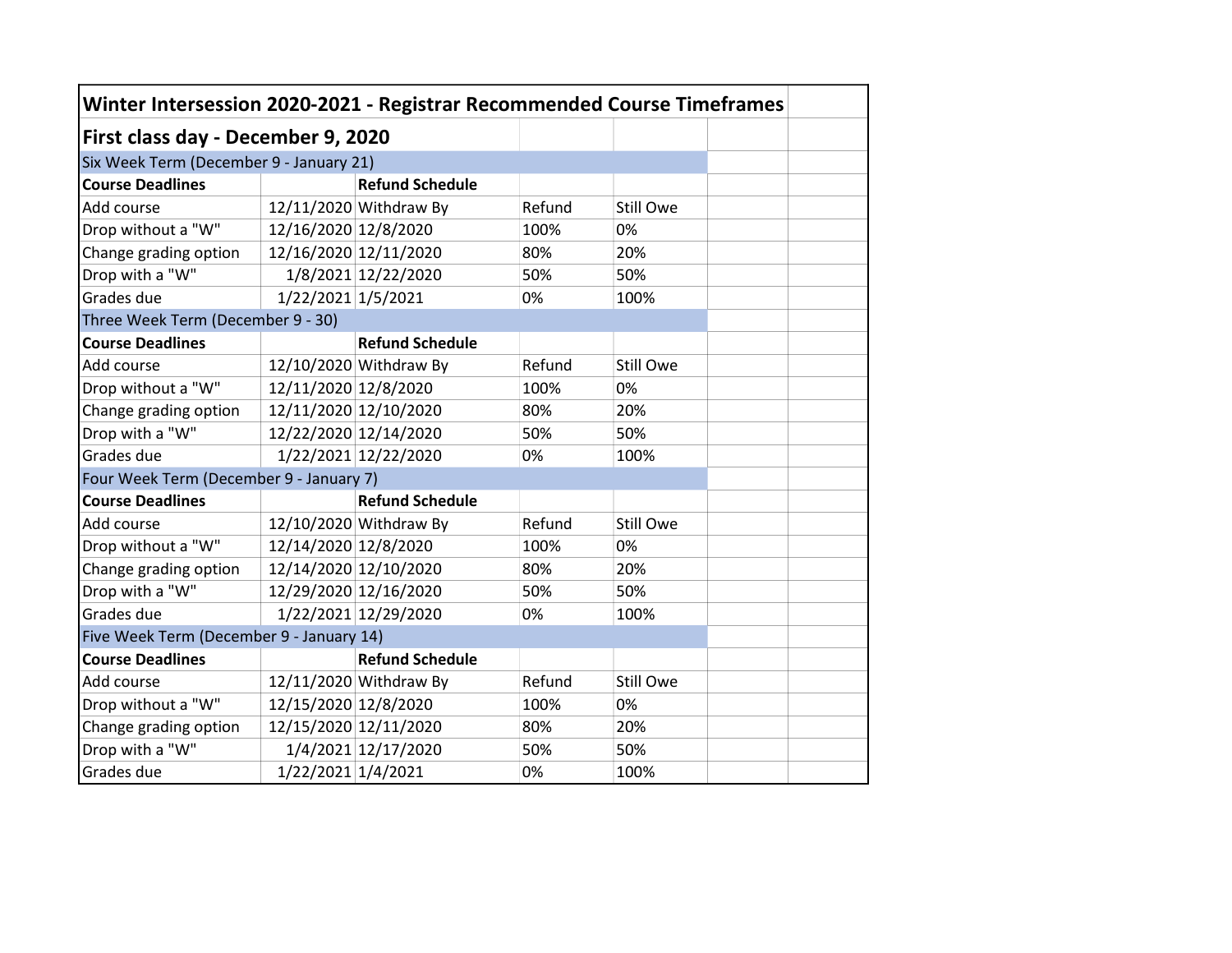# Winter Intersession 2020-2021 - Registrar Recommended Course Timeframes

## First class day - December 9, 2020

| | | | | |
|---|---|---|---|---|
| Six Week Term (December 9 - January 21) | | | | |
| **Course Deadlines** | | **Refund Schedule** | | |
| Add course | 12/11/2020 | Withdraw By | Refund | Still Owe |
| Drop without a "W" | 12/16/2020 | 12/8/2020 | 100% | 0% |
| Change grading option | 12/16/2020 | 12/11/2020 | 80% | 20% |
| Drop with a "W" | 1/8/2021 | 12/22/2020 | 50% | 50% |
| Grades due | 1/22/2021 | 1/5/2021 | 0% | 100% |
| Three Week Term (December 9 - 30) | | | | |
| **Course Deadlines** | | **Refund Schedule** | | |
| Add course | 12/10/2020 | Withdraw By | Refund | Still Owe |
| Drop without a "W" | 12/11/2020 | 12/8/2020 | 100% | 0% |
| Change grading option | 12/11/2020 | 12/10/2020 | 80% | 20% |
| Drop with a "W" | 12/22/2020 | 12/14/2020 | 50% | 50% |
| Grades due | 1/22/2021 | 12/22/2020 | 0% | 100% |
| Four Week Term (December 9 - January 7) | | | | |
| **Course Deadlines** | | **Refund Schedule** | | |
| Add course | 12/10/2020 | Withdraw By | Refund | Still Owe |
| Drop without a "W" | 12/14/2020 | 12/8/2020 | 100% | 0% |
| Change grading option | 12/14/2020 | 12/10/2020 | 80% | 20% |
| Drop with a "W" | 12/29/2020 | 12/16/2020 | 50% | 50% |
| Grades due | 1/22/2021 | 12/29/2020 | 0% | 100% |
| Five Week Term (December 9 - January 14) | | | | |
| **Course Deadlines** | | **Refund Schedule** | | |
| Add course | 12/11/2020 | Withdraw By | Refund | Still Owe |
| Drop without a "W" | 12/15/2020 | 12/8/2020 | 100% | 0% |
| Change grading option | 12/15/2020 | 12/11/2020 | 80% | 20% |
| Drop with a "W" | 1/4/2021 | 12/17/2020 | 50% | 50% |
| Grades due | 1/22/2021 | 1/4/2021 | 0% | 100% |